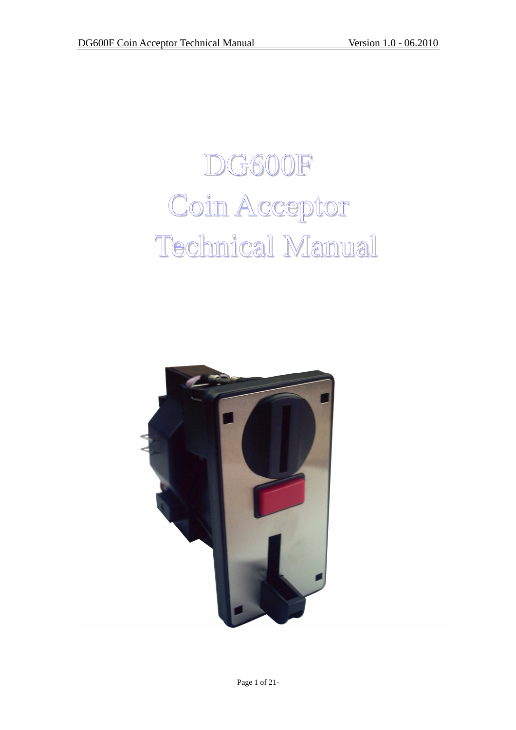# DG600F
# Coin Acceptor
# Technical Manual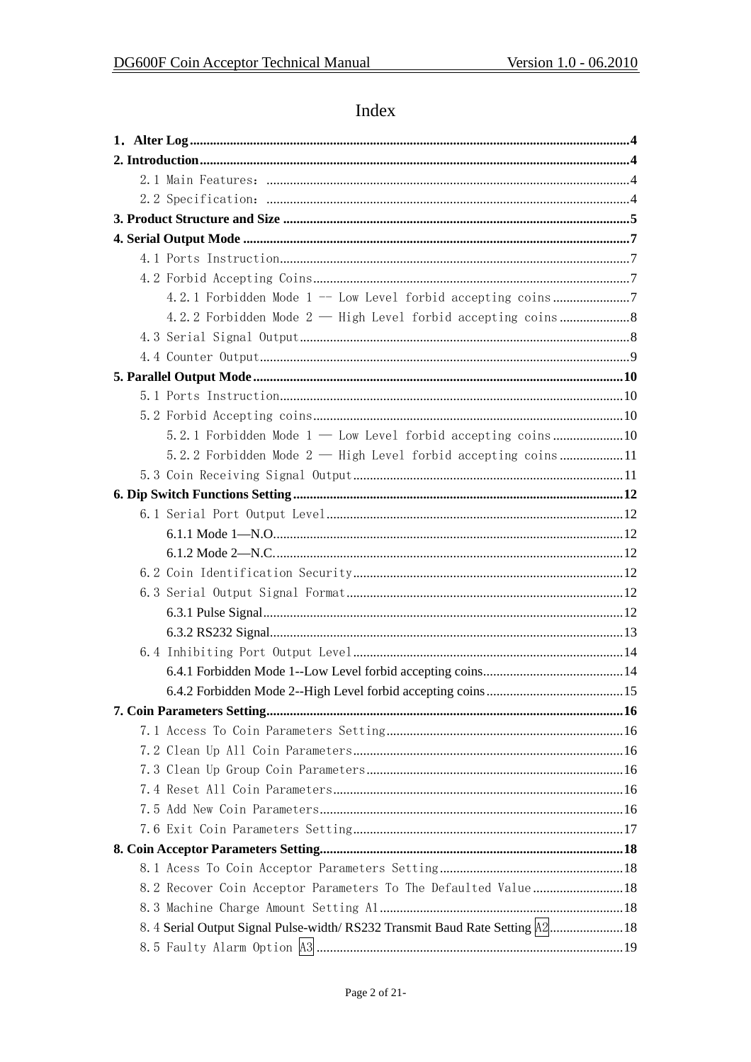# Index

**1. Alter Log** ..... 4

**2. Introduction** ..... 4

- 2.1 Main Features: ..... 4
- 2.2 Specification: ..... 4

**3. Product Structure and Size** ..... 5

**4. Serial Output Mode** ..... 7

- 4.1 Ports Instruction ..... 7
- 4.2 Forbid Accepting Coins ..... 7
  - 4.2.1 Forbidden Mode 1 -- Low Level forbid accepting coins ..... 7
  - 4.2.2 Forbidden Mode 2 — High Level forbid accepting coins ..... 8
- 4.3 Serial Signal Output ..... 8
- 4.4 Counter Output ..... 9

**5. Parallel Output Mode** ..... 10

- 5.1 Ports Instruction ..... 10
- 5.2 Forbid Accepting coins ..... 10
  - 5.2.1 Forbidden Mode 1 — Low Level forbid accepting coins ..... 10
  - 5.2.2 Forbidden Mode 2 — High Level forbid accepting coins ..... 11
- 5.3 Coin Receiving Signal Output ..... 11

**6. Dip Switch Functions Setting** ..... 12

- 6.1 Serial Port Output Level ..... 12
  - 6.1.1 Mode 1—N.O. ..... 12
  - 6.1.2 Mode 2—N.C. ..... 12
- 6.2 Coin Identification Security ..... 12
- 6.3 Serial Output Signal Format ..... 12
  - 6.3.1 Pulse Signal ..... 12
  - 6.3.2 RS232 Signal ..... 13
- 6.4 Inhibiting Port Output Level ..... 14
  - 6.4.1 Forbidden Mode 1--Low Level forbid accepting coins ..... 14
  - 6.4.2 Forbidden Mode 2--High Level forbid accepting coins ..... 15

**7. Coin Parameters Setting** ..... 16

- 7.1 Access To Coin Parameters Setting ..... 16
- 7.2 Clean Up All Coin Parameters ..... 16
- 7.3 Clean Up Group Coin Parameters ..... 16
- 7.4 Reset All Coin Parameters ..... 16
- 7.5 Add New Coin Parameters ..... 16
- 7.6 Exit Coin Parameters Setting ..... 17

**8. Coin Acceptor Parameters Setting** ..... 18

- 8.1 Acess To Coin Acceptor Parameters Setting ..... 18
- 8.2 Recover Coin Acceptor Parameters To The Defaulted Value ..... 18
- 8.3 Machine Charge Amount Setting A1 ..... 18
- 8.4 Serial Output Signal Pulse-width/ RS232 Transmit Baud Rate Setting A2 ..... 18
- 8.5 Faulty Alarm Option A3 ..... 19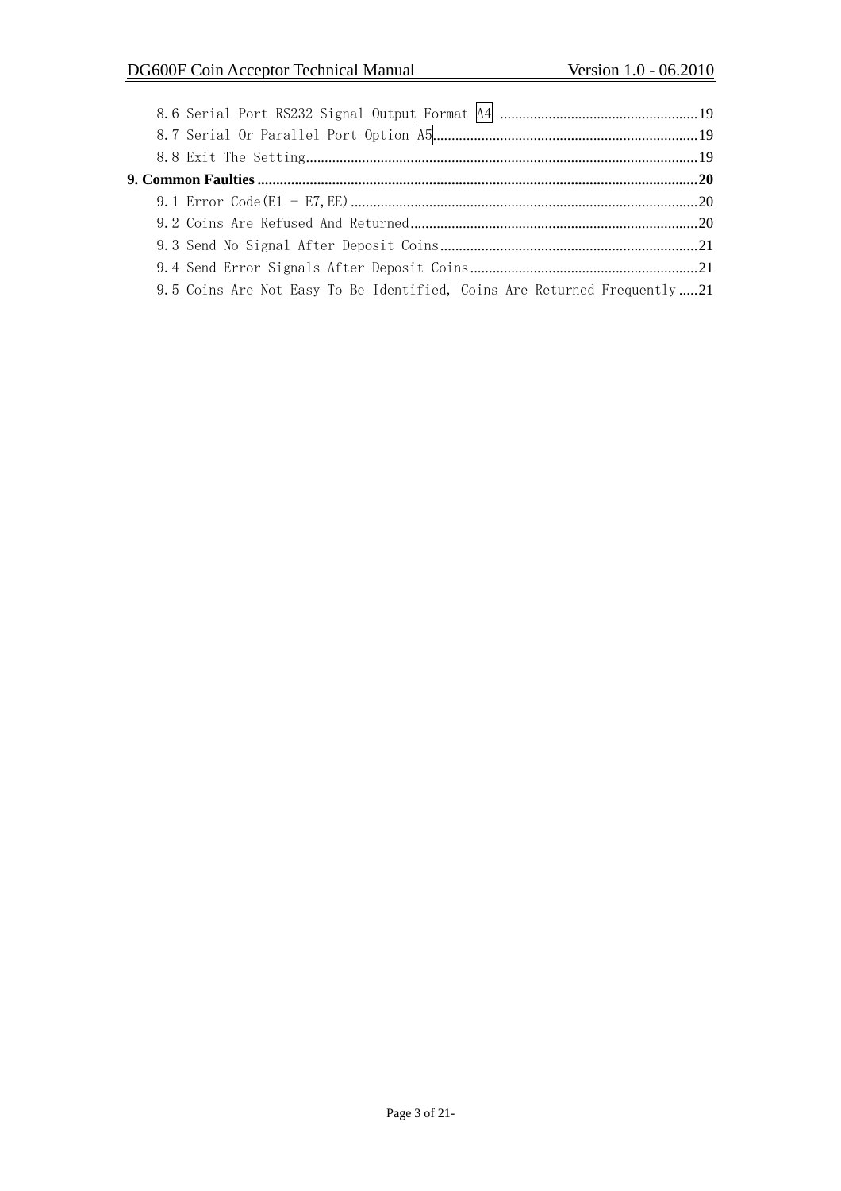8.6 Serial Port RS232 Signal Output Format A4 ......................................................19
8.7 Serial Or Parallel Port Option A5......................................................................19
8.8 Exit The Setting...........................................................................................19

**9. Common Faulties .........................................................................................................20**

9.1 Error Code(E1 - E7,EE)..............................................................................20
9.2 Coins Are Refused And Returned................................................................20
9.3 Send No Signal After Deposit Coins...........................................................21
9.4 Send Error Signals After Deposit Coins......................................................21
9.5 Coins Are Not Easy To Be Identified, Coins Are Returned Frequently .....21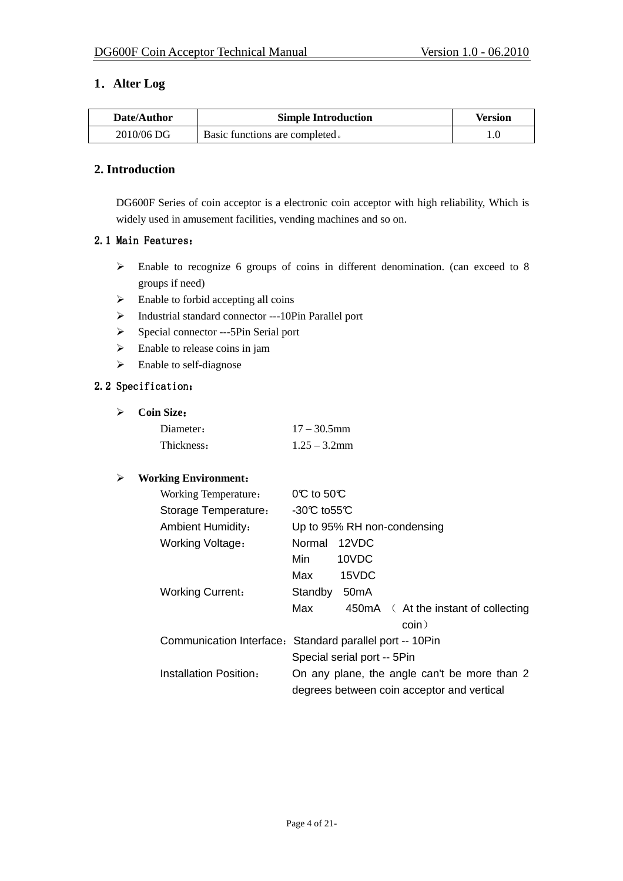## 1．Alter Log

| Date/Author | Simple Introduction | Version |
|---|---|---|
| 2010/06 DG | Basic functions are completed。 | 1.0 |

## 2. Introduction

DG600F Series of coin acceptor is a electronic coin acceptor with high reliability, Which is widely used in amusement facilities, vending machines and so on.

### 2.1 Main Features：

- Enable to recognize 6 groups of coins in different denomination. (can exceed to 8 groups if need)
- Enable to forbid accepting all coins
- Industrial standard connector ---10Pin Parallel port
- Special connector ---5Pin Serial port
- Enable to release coins in jam
- Enable to self-diagnose

### 2.2 Specification：

- **Coin Size：**

  | | |
  |---|---|
  | Diameter： | 17 – 30.5mm |
  | Thickness： | 1.25 – 3.2mm |

- **Working Environment：**

  | | |
  |---|---|
  | Working Temperature： | 0℃ to 50℃ |
  | Storage Temperature： | -30℃ to55℃ |
  | Ambient Humidity： | Up to 95% RH non-condensing |
  | Working Voltage： | Normal 12VDC |
  | | Min 10VDC |
  | | Max 15VDC |
  | Working Current： | Standby 50mA |
  | | Max 450mA （At the instant of collecting coin） |
  | Communication Interface： | Standard parallel port -- 10Pin |
  | | Special serial port -- 5Pin |
  | Installation Position： | On any plane, the angle can't be more than 2 degrees between coin acceptor and vertical |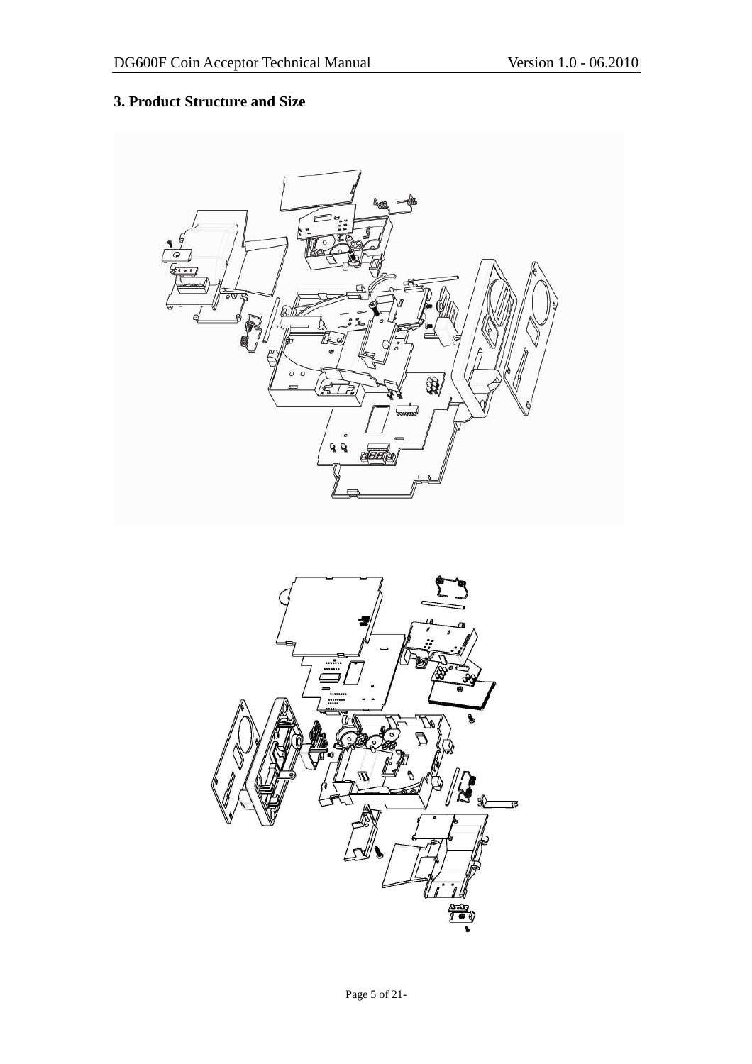### 3. Product Structure and Size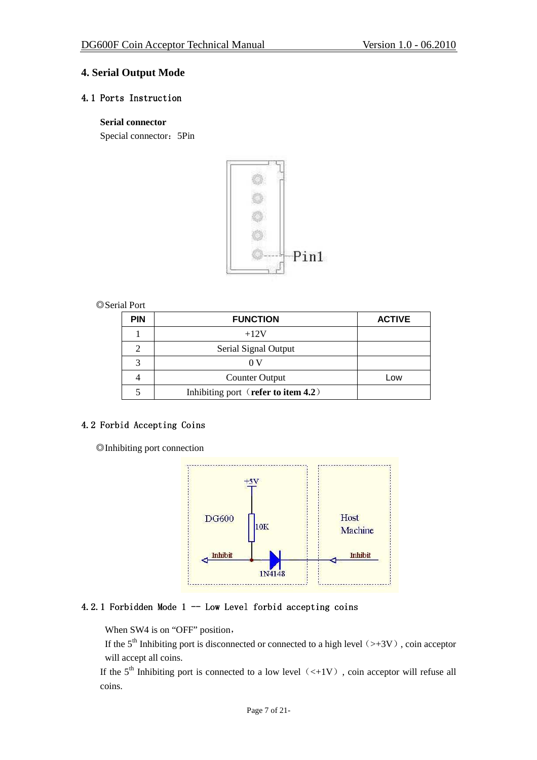## 4. Serial Output Mode

### 4.1 Ports Instruction

**Serial connector**

Special connector：5Pin

◎Serial Port

| PIN | FUNCTION | ACTIVE |
|---|---|---|
| 1 | +12V | |
| 2 | Serial Signal Output | |
| 3 | 0 V | |
| 4 | Counter Output | Low |
| 5 | Inhibiting port（**refer to item 4.2**） | |

### 4.2 Forbid Accepting Coins

◎Inhibiting port connection

#### 4.2.1 Forbidden Mode 1 -- Low Level forbid accepting coins

When SW4 is on “OFF” position，

If the 5th Inhibiting port is disconnected or connected to a high level（>+3V）, coin acceptor will accept all coins.

If the 5th Inhibiting port is connected to a low level（<+1V）, coin acceptor will refuse all coins.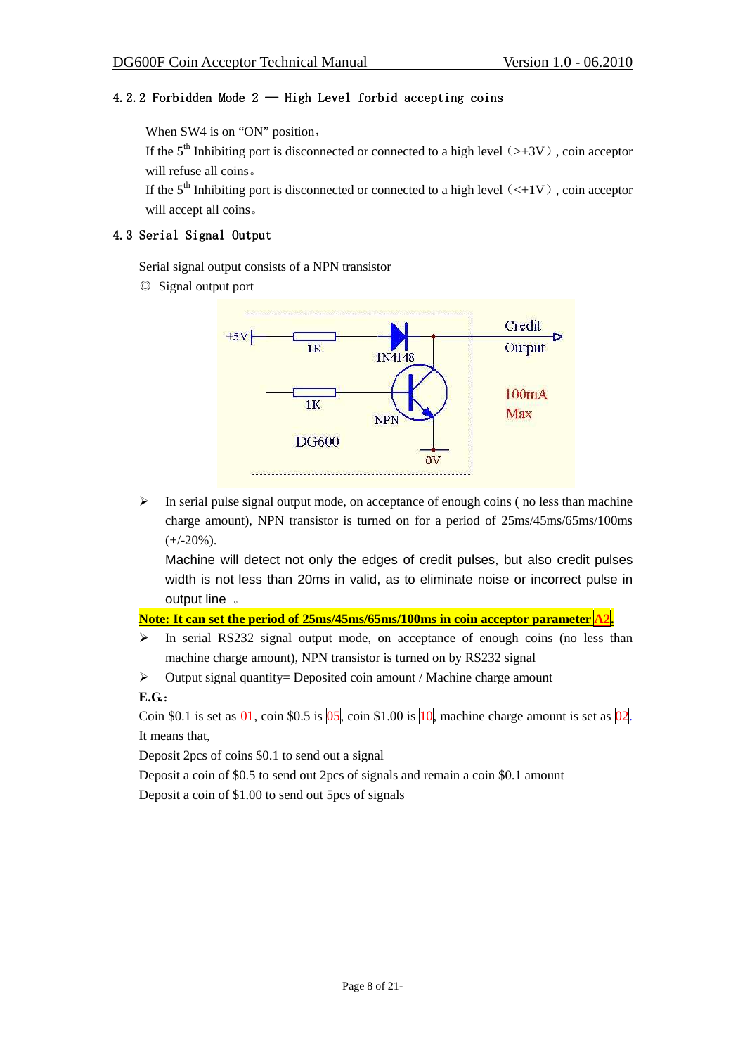### 4.2.2 Forbidden Mode 2 — High Level forbid accepting coins

When SW4 is on "ON" position,

If the 5th Inhibiting port is disconnected or connected to a high level（>+3V）, coin acceptor will refuse all coins。

If the 5th Inhibiting port is disconnected or connected to a high level（<+1V）, coin acceptor will accept all coins。

## 4.3 Serial Signal Output

Serial signal output consists of a NPN transistor

◎ Signal output port

- In serial pulse signal output mode, on acceptance of enough coins ( no less than machine charge amount), NPN transistor is turned on for a period of 25ms/45ms/65ms/100ms (+/-20%).

  Machine will detect not only the edges of credit pulses, but also credit pulses width is not less than 20ms in valid, as to eliminate noise or incorrect pulse in output line 。

**Note: It can set the period of 25ms/45ms/65ms/100ms in coin acceptor parameter A2.**

- In serial RS232 signal output mode, on acceptance of enough coins (no less than machine charge amount), NPN transistor is turned on by RS232 signal
- Output signal quantity= Deposited coin amount / Machine charge amount

**E.G.:**

Coin $0.1 is set as 01, coin $0.5 is 05, coin $1.00 is 10, machine charge amount is set as 02. It means that,

Deposit 2pcs of coins $0.1 to send out a signal

Deposit a coin of $0.5 to send out 2pcs of signals and remain a coin $0.1 amount

Deposit a coin of $1.00 to send out 5pcs of signals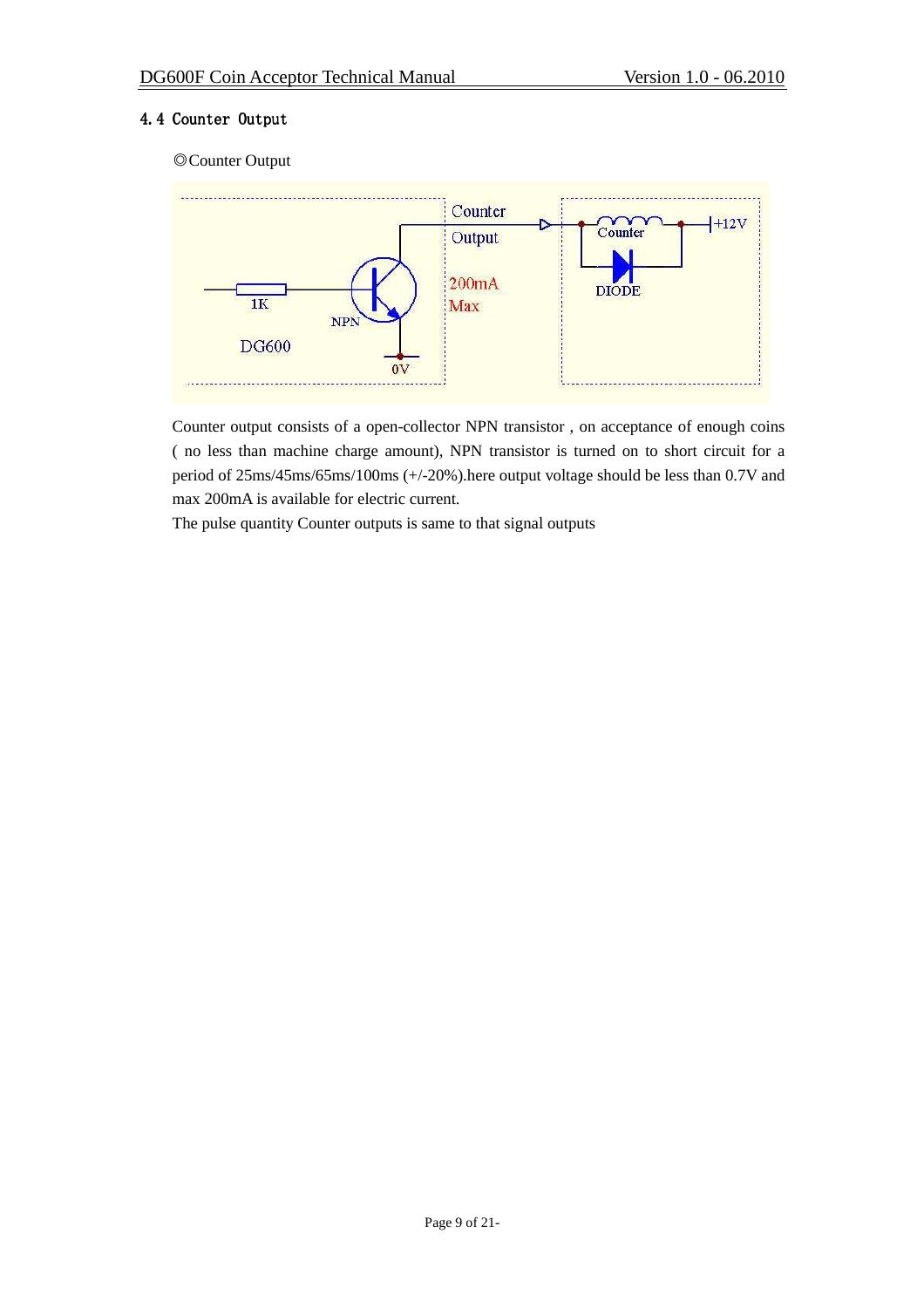## 4.4 Counter Output

◎Counter Output

Counter output consists of a open-collector NPN transistor , on acceptance of enough coins ( no less than machine charge amount), NPN transistor is turned on to short circuit for a period of 25ms/45ms/65ms/100ms (+/-20%).here output voltage should be less than 0.7V and max 200mA is available for electric current.

The pulse quantity Counter outputs is same to that signal outputs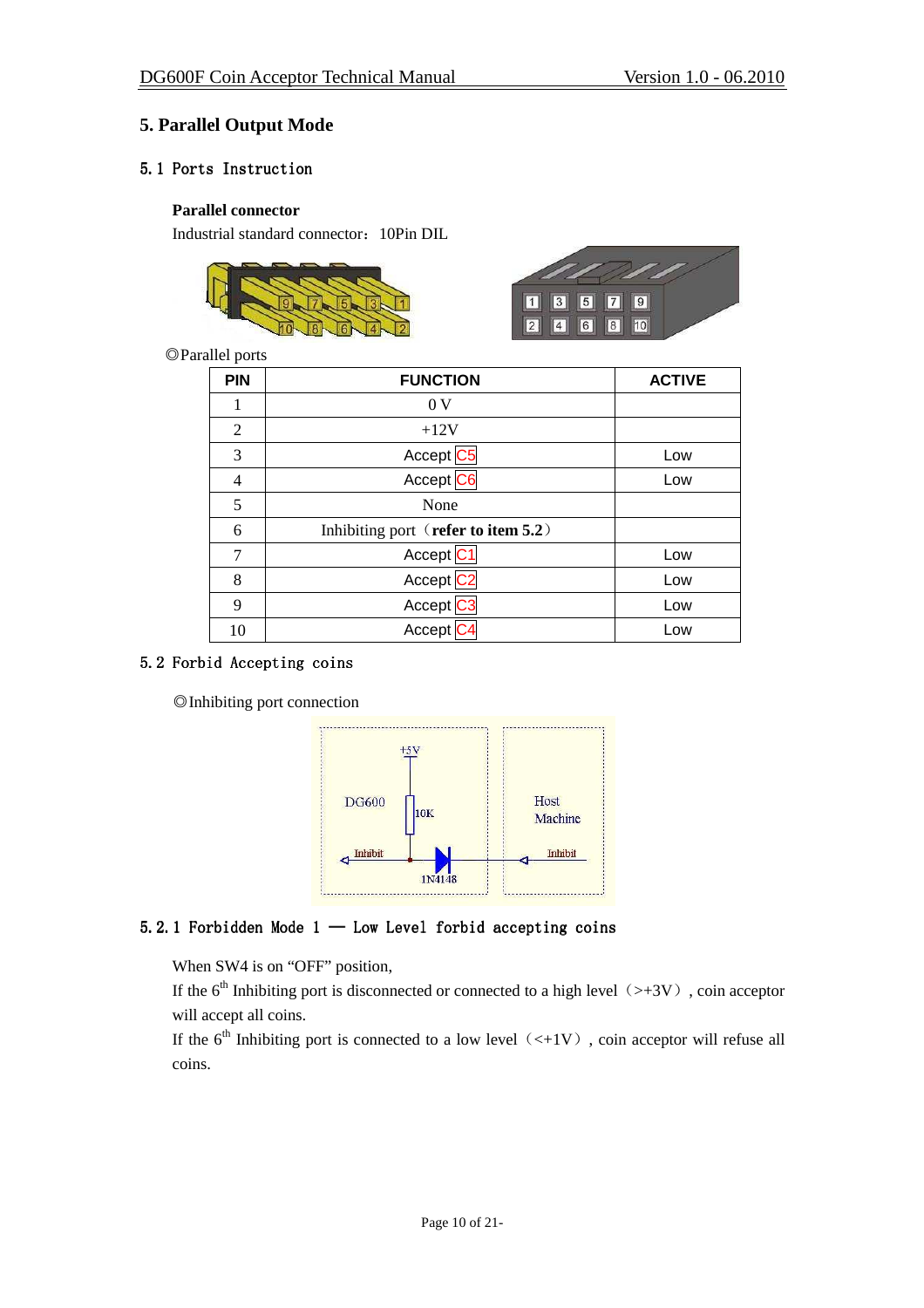# 5. Parallel Output Mode

## 5.1 Ports Instruction

**Parallel connector**

Industrial standard connector：10Pin DIL

◎Parallel ports

| PIN | FUNCTION | ACTIVE |
|---|---|---|
| 1 | 0 V | |
| 2 | +12V | |
| 3 | Accept C5 | Low |
| 4 | Accept C6 | Low |
| 5 | None | |
| 6 | Inhibiting port（**refer to item 5.2**） | |
| 7 | Accept C1 | Low |
| 8 | Accept C2 | Low |
| 9 | Accept C3 | Low |
| 10 | Accept C4 | Low |

## 5.2 Forbid Accepting coins

◎Inhibiting port connection

## 5.2.1 Forbidden Mode 1 — Low Level forbid accepting coins

When SW4 is on “OFF” position,

If the 6th Inhibiting port is disconnected or connected to a high level（>+3V）, coin acceptor will accept all coins.

If the 6th Inhibiting port is connected to a low level（<+1V）, coin acceptor will refuse all coins.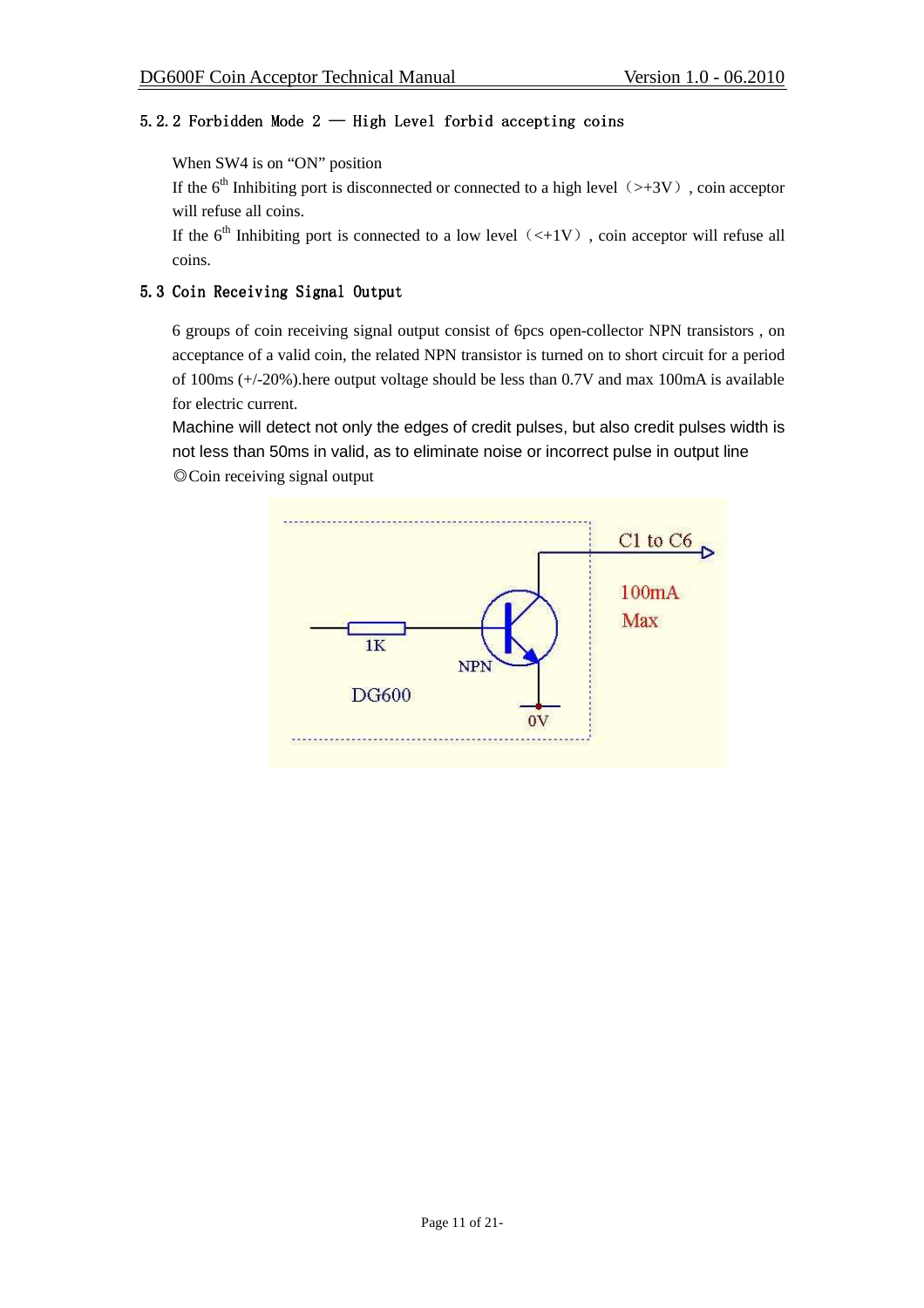### 5.2.2 Forbidden Mode 2 — High Level forbid accepting coins

When SW4 is on "ON" position

If the 6th Inhibiting port is disconnected or connected to a high level（>+3V）, coin acceptor will refuse all coins.

If the 6th Inhibiting port is connected to a low level（<+1V）, coin acceptor will refuse all coins.

## 5.3 Coin Receiving Signal Output

6 groups of coin receiving signal output consist of 6pcs open-collector NPN transistors , on acceptance of a valid coin, the related NPN transistor is turned on to short circuit for a period of 100ms (+/-20%).here output voltage should be less than 0.7V and max 100mA is available for electric current.

Machine will detect not only the edges of credit pulses, but also credit pulses width is not less than 50ms in valid, as to eliminate noise or incorrect pulse in output line

◎Coin receiving signal output

C1 to C6

100mA Max

1K

NPN

DG600

0V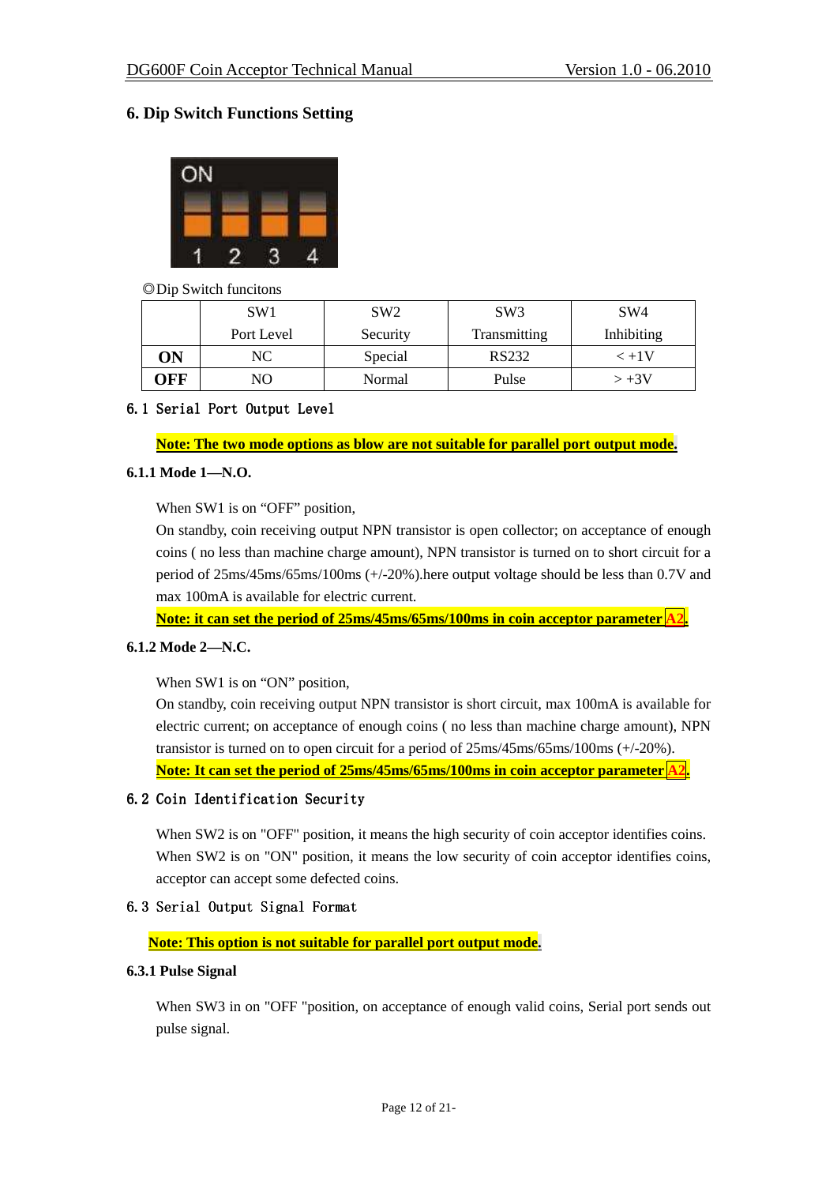## 6. Dip Switch Functions Setting

◎Dip Switch funcitons

| | SW1 Port Level | SW2 Security | SW3 Transmitting | SW4 Inhibiting |
|---|---|---|---|---|
| **ON** | NC | Special | RS232 | < +1V |
| **OFF** | NO | Normal | Pulse | > +3V |

### 6.1 Serial Port Output Level

**Note: The two mode options as blow are not suitable for parallel port output mode.**

#### 6.1.1 Mode 1—N.O.

When SW1 is on "OFF" position,

On standby, coin receiving output NPN transistor is open collector; on acceptance of enough coins ( no less than machine charge amount), NPN transistor is turned on to short circuit for a period of 25ms/45ms/65ms/100ms (+/-20%).here output voltage should be less than 0.7V and max 100mA is available for electric current.

**Note: it can set the period of 25ms/45ms/65ms/100ms in coin acceptor parameter A2.**

#### 6.1.2 Mode 2—N.C.

When SW1 is on "ON" position,

On standby, coin receiving output NPN transistor is short circuit, max 100mA is available for electric current; on acceptance of enough coins ( no less than machine charge amount), NPN transistor is turned on to open circuit for a period of 25ms/45ms/65ms/100ms (+/-20%).

**Note: It can set the period of 25ms/45ms/65ms/100ms in coin acceptor parameter A2.**

### 6.2 Coin Identification Security

When SW2 is on "OFF" position, it means the high security of coin acceptor identifies coins.

When SW2 is on "ON" position, it means the low security of coin acceptor identifies coins, acceptor can accept some defected coins.

### 6.3 Serial Output Signal Format

**Note: This option is not suitable for parallel port output mode.**

#### 6.3.1 Pulse Signal

When SW3 in on "OFF "position, on acceptance of enough valid coins, Serial port sends out pulse signal.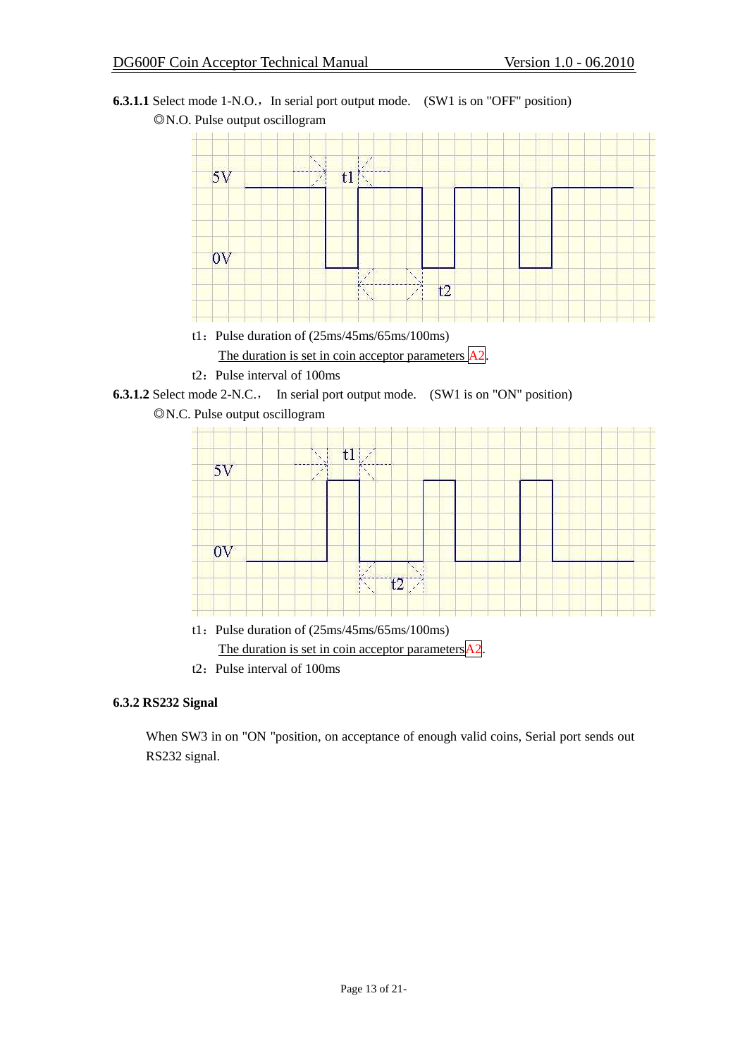**6.3.1.1** Select mode 1-N.O.，In serial port output mode.  (SW1 is on "OFF" position)

◎N.O. Pulse output oscillogram

t1：Pulse duration of (25ms/45ms/65ms/100ms)

The duration is set in coin acceptor parameters A2.

t2：Pulse interval of 100ms

**6.3.1.2** Select mode 2-N.C.，  In serial port output mode.  (SW1 is on "ON" position)

◎N.C. Pulse output oscillogram

t1：Pulse duration of (25ms/45ms/65ms/100ms)

The duration is set in coin acceptor parametersA2.

t2：Pulse interval of 100ms

**6.3.2 RS232 Signal**

When SW3 in on "ON "position, on acceptance of enough valid coins, Serial port sends out RS232 signal.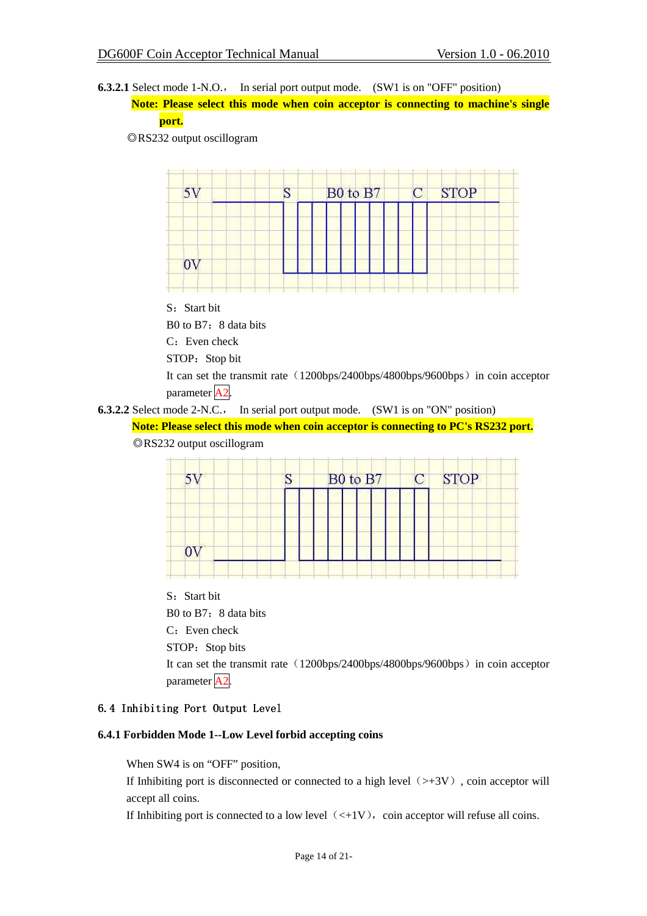**6.3.2.1** Select mode 1-N.O.， In serial port output mode. (SW1 is on "OFF" position)

**Note: Please select this mode when coin acceptor is connecting to machine's single port.**

◎RS232 output oscillogram

S：Start bit

B0 to B7：8 data bits

C：Even check

STOP：Stop bit

It can set the transmit rate（1200bps/2400bps/4800bps/9600bps）in coin acceptor parameter A2.

**6.3.2.2** Select mode 2-N.C.， In serial port output mode. (SW1 is on "ON" position)

**Note: Please select this mode when coin acceptor is connecting to PC's RS232 port.**

◎RS232 output oscillogram

S：Start bit

B0 to B7：8 data bits

C：Even check

STOP：Stop bits

It can set the transmit rate（1200bps/2400bps/4800bps/9600bps）in coin acceptor parameter A2.

## 6.4 Inhibiting Port Output Level

### 6.4.1 Forbidden Mode 1--Low Level forbid accepting coins

When SW4 is on “OFF” position,

If Inhibiting port is disconnected or connected to a high level（>+3V）, coin acceptor will accept all coins.

If Inhibiting port is connected to a low level（<+1V）, coin acceptor will refuse all coins.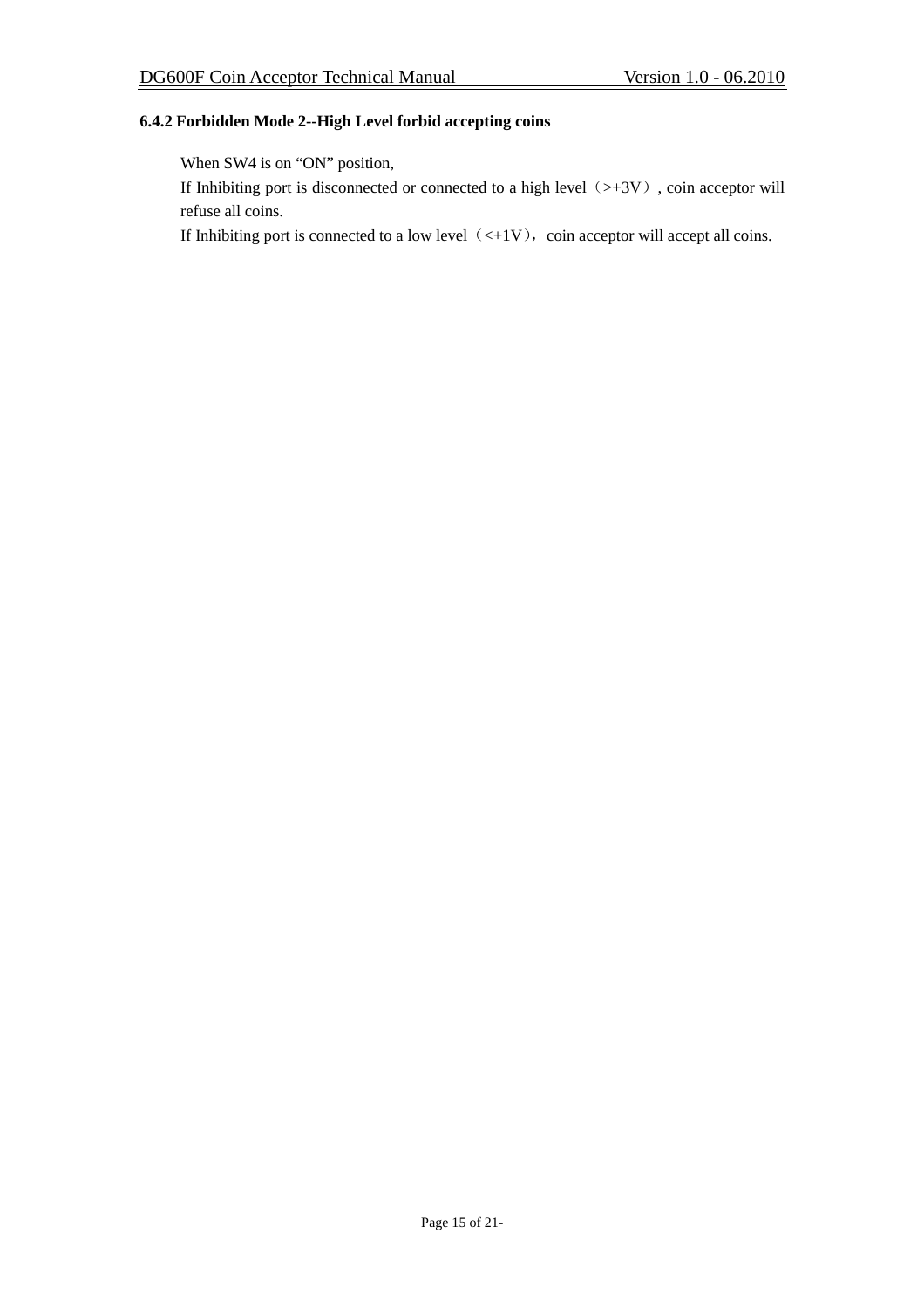### 6.4.2 Forbidden Mode 2--High Level forbid accepting coins

When SW4 is on “ON” position,

If Inhibiting port is disconnected or connected to a high level（>+3V）, coin acceptor will refuse all coins.

If Inhibiting port is connected to a low level（<+1V）, coin acceptor will accept all coins.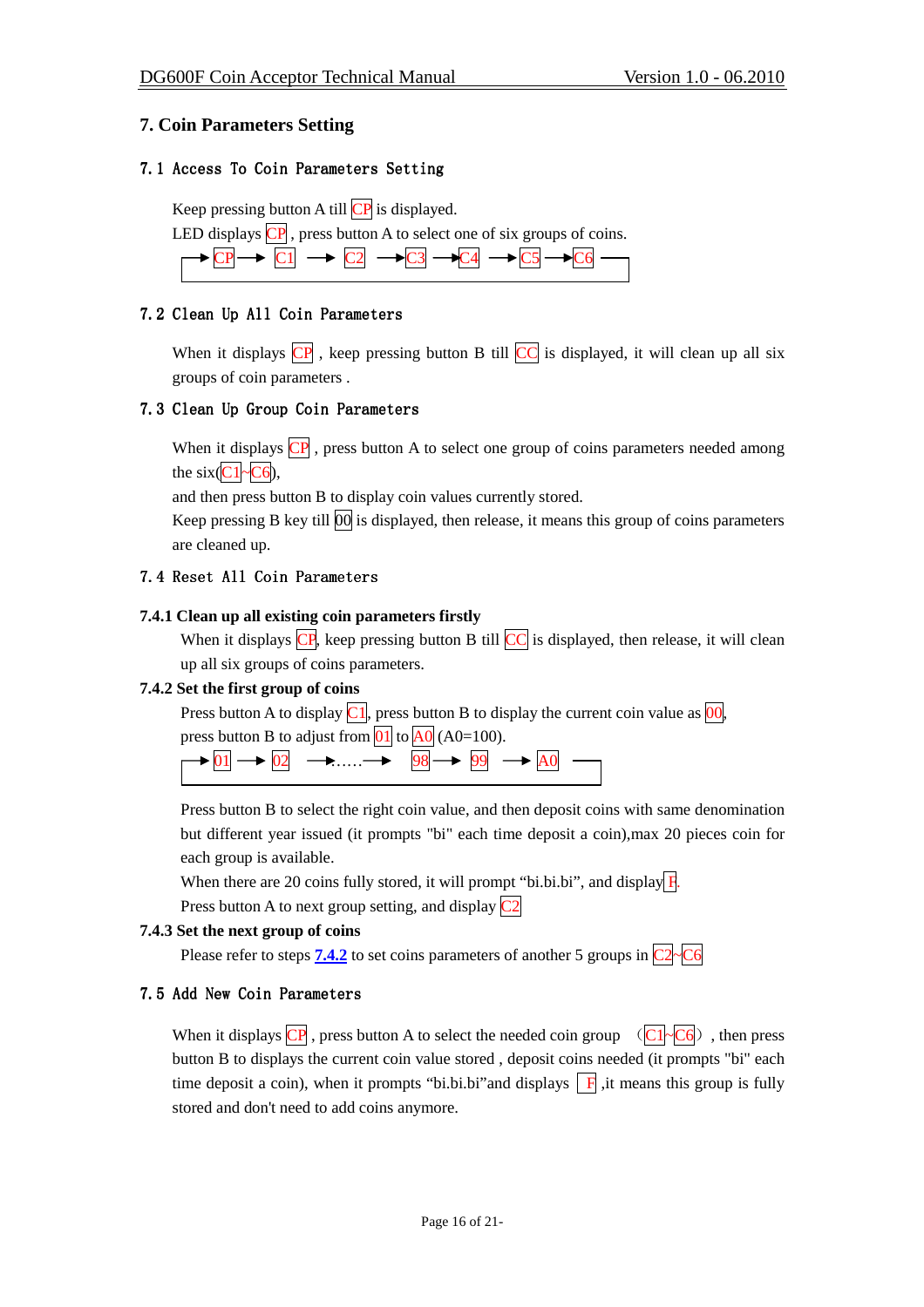## 7. Coin Parameters Setting

### 7.1 Access To Coin Parameters Setting

Keep pressing button A till CP is displayed.

LED displays CP , press button A to select one of six groups of coins.

→ CP → C1 → C2 → C3 → C4 → C5 → C6 —

### 7.2 Clean Up All Coin Parameters

When it displays CP , keep pressing button B till CC is displayed, it will clean up all six groups of coin parameters .

### 7.3 Clean Up Group Coin Parameters

When it displays CP , press button A to select one group of coins parameters needed among the six(C1~C6),

and then press button B to display coin values currently stored.

Keep pressing B key till 00 is displayed, then release, it means this group of coins parameters are cleaned up.

### 7.4 Reset All Coin Parameters

#### 7.4.1 Clean up all existing coin parameters firstly

When it displays CP, keep pressing button B till CC is displayed, then release, it will clean up all six groups of coins parameters.

#### 7.4.2 Set the first group of coins

Press button A to display C1, press button B to display the current coin value as 00, press button B to adjust from 01 to A0 (A0=100).

→ 01 → 02 →…… → 98 → 99 → A0 —

Press button B to select the right coin value, and then deposit coins with same denomination but different year issued (it prompts "bi" each time deposit a coin),max 20 pieces coin for each group is available.

When there are 20 coins fully stored, it will prompt "bi.bi.bi", and display F.

Press button A to next group setting, and display C2

#### 7.4.3 Set the next group of coins

Please refer to steps **7.4.2** to set coins parameters of another 5 groups in C2~C6

### 7.5 Add New Coin Parameters

When it displays CP , press button A to select the needed coin group （C1~C6）, then press button B to displays the current coin value stored , deposit coins needed (it prompts "bi" each time deposit a coin), when it prompts "bi.bi.bi"and displays F ,it means this group is fully stored and don't need to add coins anymore.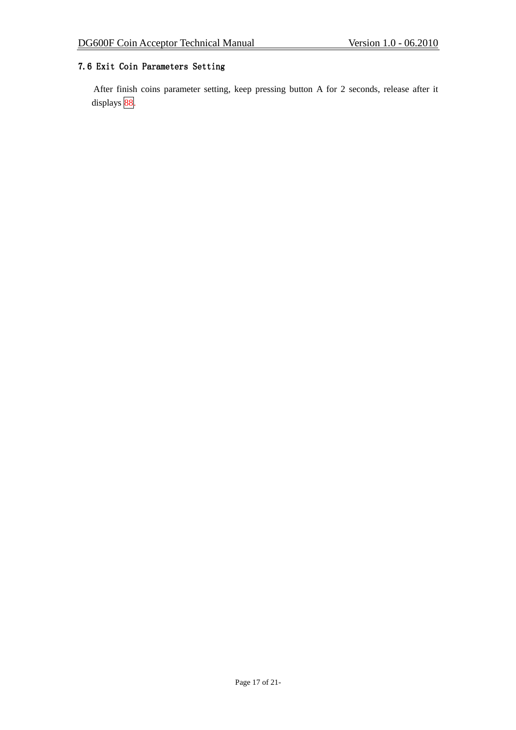### 7.6 Exit Coin Parameters Setting

After finish coins parameter setting, keep pressing button A for 2 seconds, release after it displays 88.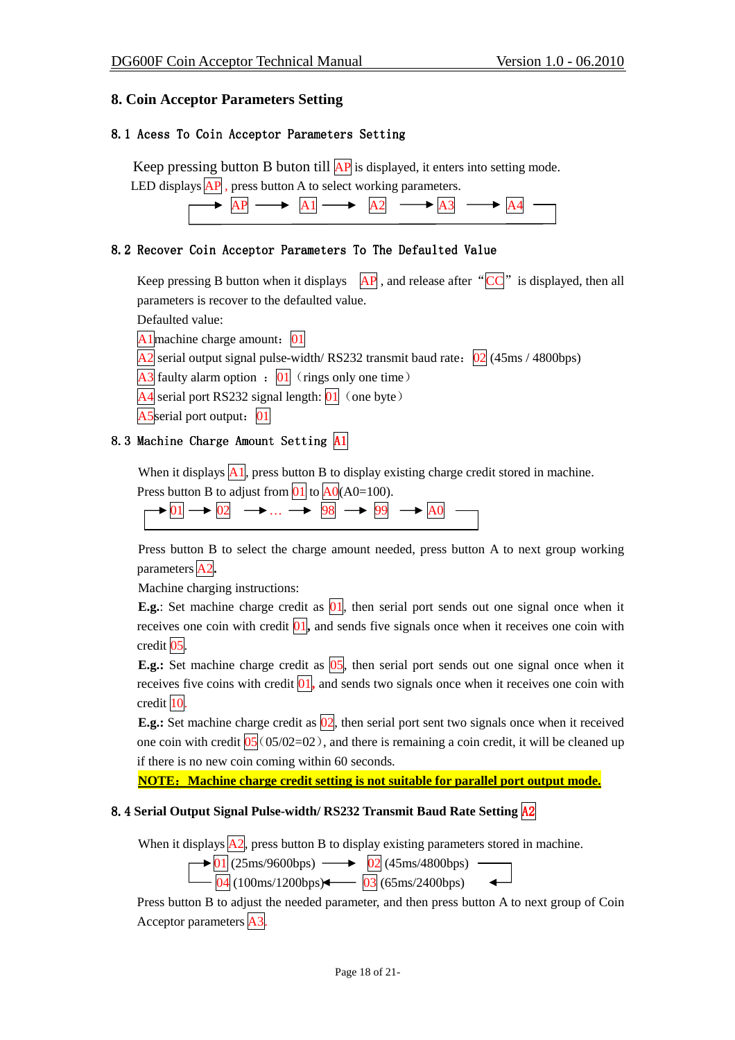## 8. Coin Acceptor Parameters Setting

### 8.1 Acess To Coin Acceptor Parameters Setting

Keep pressing button B buton till AP is displayed, it enters into setting mode.

LED displays AP , press button A to select working parameters.

AP → A1 → A2 → A3 → A4 → (back to AP)

### 8.2 Recover Coin Acceptor Parameters To The Defaulted Value

Keep pressing B button when it displays AP , and release after “CC” is displayed, then all parameters is recover to the defaulted value.

Defaulted value:

A1 machine charge amount: 01

A2 serial output signal pulse-width/ RS232 transmit baud rate: 02 (45ms / 4800bps)

A3 faulty alarm option : 01 (rings only one time)

A4 serial port RS232 signal length: 01 (one byte)

A5 serial port output: 01

### 8.3 Machine Charge Amount Setting A1

When it displays A1, press button B to display existing charge credit stored in machine. Press button B to adjust from 01 to A0(A0=100).

01 → 02 → ... → 98 → 99 → A0 → (back to 01)

Press button B to select the charge amount needed, press button A to next group working parameters A2.

Machine charging instructions:

**E.g.**: Set machine charge credit as 01, then serial port sends out one signal once when it receives one coin with credit 01, and sends five signals once when it receives one coin with credit 05.

**E.g.:** Set machine charge credit as 05, then serial port sends out one signal once when it receives five coins with credit 01, and sends two signals once when it receives one coin with credit 10.

**E.g.:** Set machine charge credit as 02, then serial port sent two signals once when it received one coin with credit 05 (05/02=02), and there is remaining a coin credit, it will be cleaned up if there is no new coin coming within 60 seconds.

**NOTE: Machine charge credit setting is not suitable for parallel port output mode.**

### 8.4 Serial Output Signal Pulse-width/ RS232 Transmit Baud Rate Setting A2

When it displays A2, press button B to display existing parameters stored in machine.

01 (25ms/9600bps) → 02 (45ms/4800bps) → 03 (65ms/2400bps) → 04 (100ms/1200bps) → (back to 01)

Press button B to adjust the needed parameter, and then press button A to next group of Coin Acceptor parameters A3.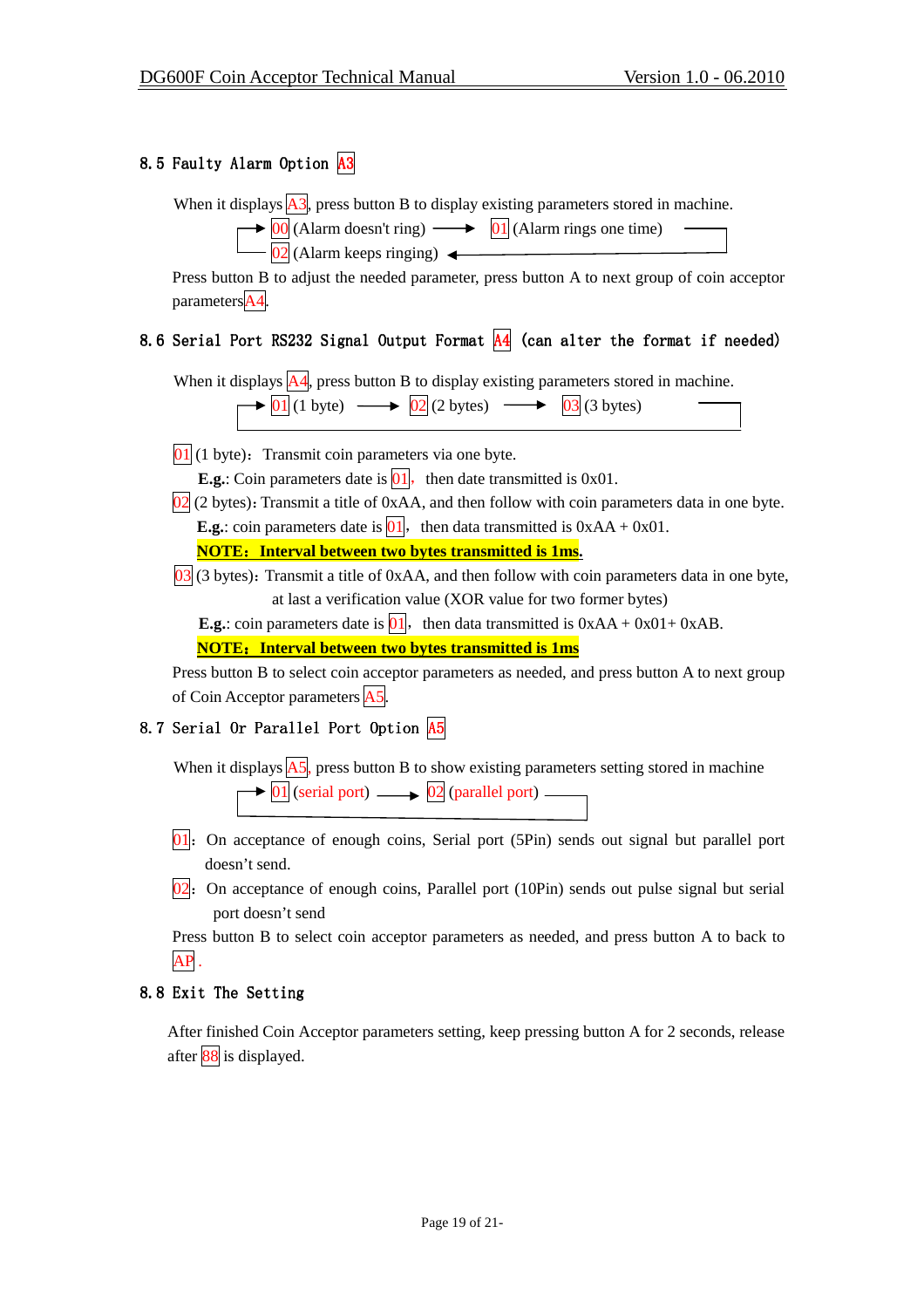## 8.5 Faulty Alarm Option A3

When it displays A3, press button B to display existing parameters stored in machine.

→ 00 (Alarm doesn't ring) → 01 (Alarm rings one time) → 02 (Alarm keeps ringing) → (back to 00)

Press button B to adjust the needed parameter, press button A to next group of coin acceptor parameters A4.

## 8.6 Serial Port RS232 Signal Output Format A4 (can alter the format if needed)

When it displays A4, press button B to display existing parameters stored in machine.

→ 01 (1 byte) → 02 (2 bytes) → 03 (3 bytes) → (back to 01)

01 (1 byte): Transmit coin parameters via one byte.

**E.g.**: Coin parameters date is 01, then date transmitted is 0x01.

02 (2 bytes): Transmit a title of 0xAA, and then follow with coin parameters data in one byte.

**E.g.**: coin parameters date is 01, then data transmitted is 0xAA + 0x01.

**NOTE: Interval between two bytes transmitted is 1ms.**

03 (3 bytes): Transmit a title of 0xAA, and then follow with coin parameters data in one byte, at last a verification value (XOR value for two former bytes)

**E.g.**: coin parameters date is 01, then data transmitted is 0xAA + 0x01+ 0xAB.

**NOTE: Interval between two bytes transmitted is 1ms**

Press button B to select coin acceptor parameters as needed, and press button A to next group of Coin Acceptor parameters A5.

## 8.7 Serial Or Parallel Port Option A5

When it displays A5, press button B to show existing parameters setting stored in machine

→ 01 (serial port) → 02 (parallel port) → (back to 01)

01: On acceptance of enough coins, Serial port (5Pin) sends out signal but parallel port doesn't send.

02: On acceptance of enough coins, Parallel port (10Pin) sends out pulse signal but serial port doesn't send

Press button B to select coin acceptor parameters as needed, and press button A to back to AP.

## 8.8 Exit The Setting

After finished Coin Acceptor parameters setting, keep pressing button A for 2 seconds, release after 88 is displayed.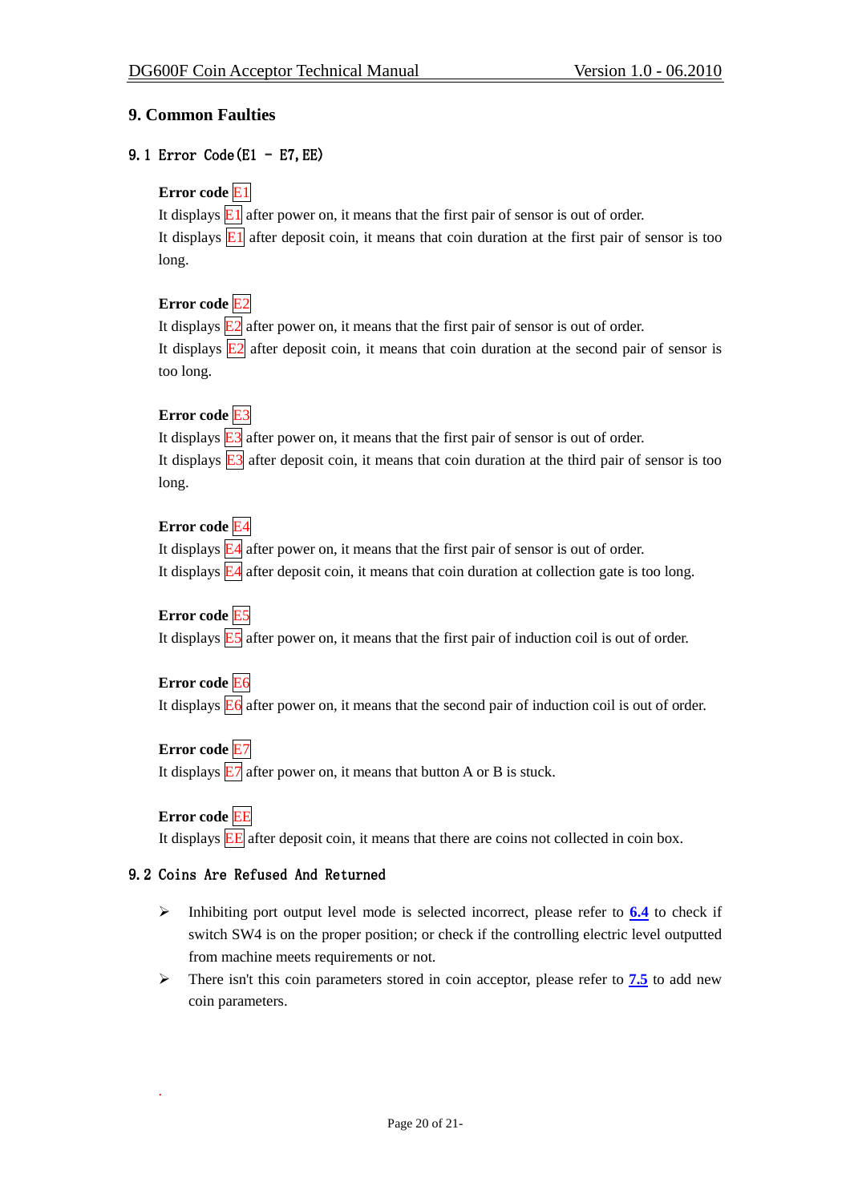## 9. Common Faulties

### 9.1 Error Code(E1 – E7,EE)

**Error code E1**

It displays E1 after power on, it means that the first pair of sensor is out of order.

It displays E1 after deposit coin, it means that coin duration at the first pair of sensor is too long.

**Error code E2**

It displays E2 after power on, it means that the first pair of sensor is out of order.

It displays E2 after deposit coin, it means that coin duration at the second pair of sensor is too long.

**Error code E3**

It displays E3 after power on, it means that the first pair of sensor is out of order.

It displays E3 after deposit coin, it means that coin duration at the third pair of sensor is too long.

**Error code E4**

It displays E4 after power on, it means that the first pair of sensor is out of order.

It displays E4 after deposit coin, it means that coin duration at collection gate is too long.

**Error code E5**

It displays E5 after power on, it means that the first pair of induction coil is out of order.

**Error code E6**

It displays E6 after power on, it means that the second pair of induction coil is out of order.

**Error code E7**

It displays E7 after power on, it means that button A or B is stuck.

**Error code EE**

It displays EE after deposit coin, it means that there are coins not collected in coin box.

### 9.2 Coins Are Refused And Returned

- Inhibiting port output level mode is selected incorrect, please refer to **6.4** to check if switch SW4 is on the proper position; or check if the controlling electric level outputted from machine meets requirements or not.
- There isn't this coin parameters stored in coin acceptor, please refer to **7.5** to add new coin parameters.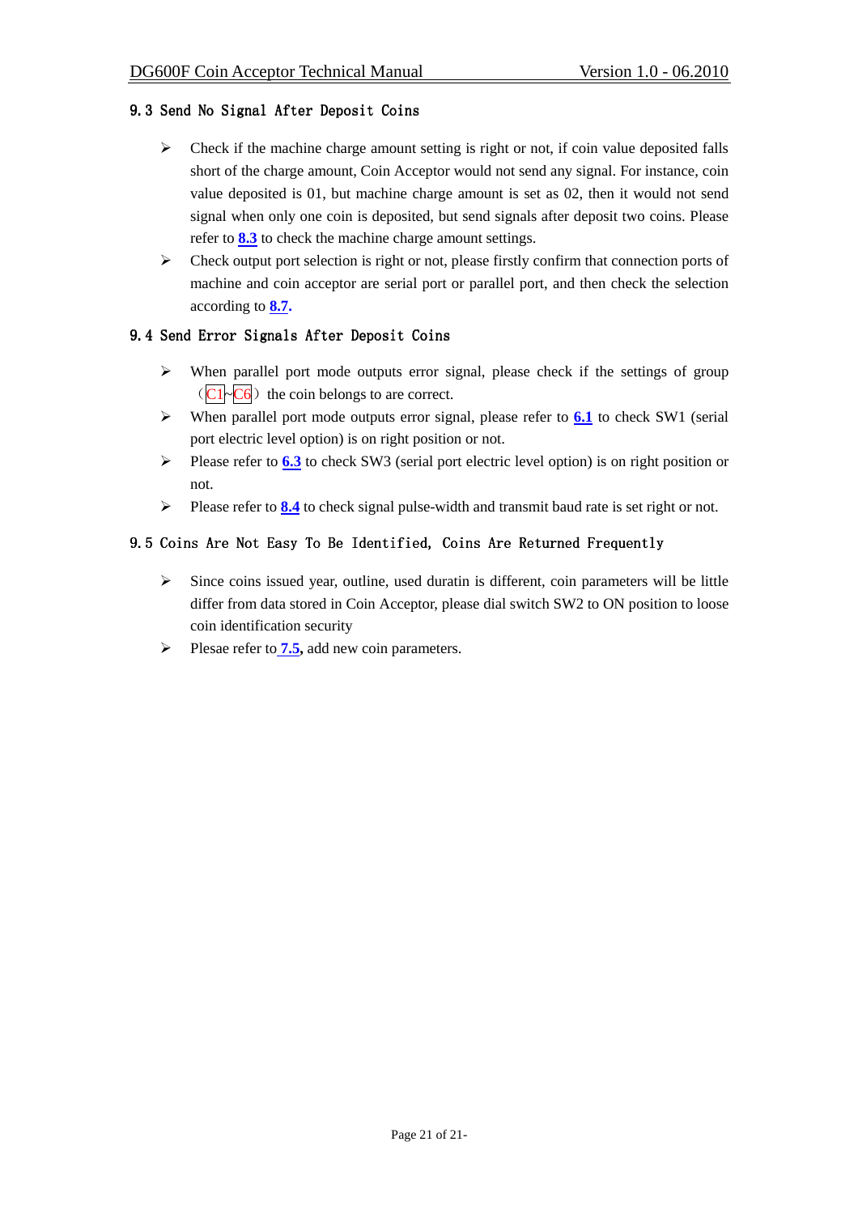## 9.3 Send No Signal After Deposit Coins

- Check if the machine charge amount setting is right or not, if coin value deposited falls short of the charge amount, Coin Acceptor would not send any signal. For instance, coin value deposited is 01, but machine charge amount is set as 02, then it would not send signal when only one coin is deposited, but send signals after deposit two coins. Please refer to **8.3** to check the machine charge amount settings.
- Check output port selection is right or not, please firstly confirm that connection ports of machine and coin acceptor are serial port or parallel port, and then check the selection according to **8.7**.

## 9.4 Send Error Signals After Deposit Coins

- When parallel port mode outputs error signal, please check if the settings of group （C1~C6） the coin belongs to are correct.
- When parallel port mode outputs error signal, please refer to **6.1** to check SW1 (serial port electric level option) is on right position or not.
- Please refer to **6.3** to check SW3 (serial port electric level option) is on right position or not.
- Please refer to **8.4** to check signal pulse-width and transmit baud rate is set right or not.

## 9.5 Coins Are Not Easy To Be Identified, Coins Are Returned Frequently

- Since coins issued year, outline, used duratin is different, coin parameters will be little differ from data stored in Coin Acceptor, please dial switch SW2 to ON position to loose coin identification security
- Plesae refer to **7.5**, add new coin parameters.